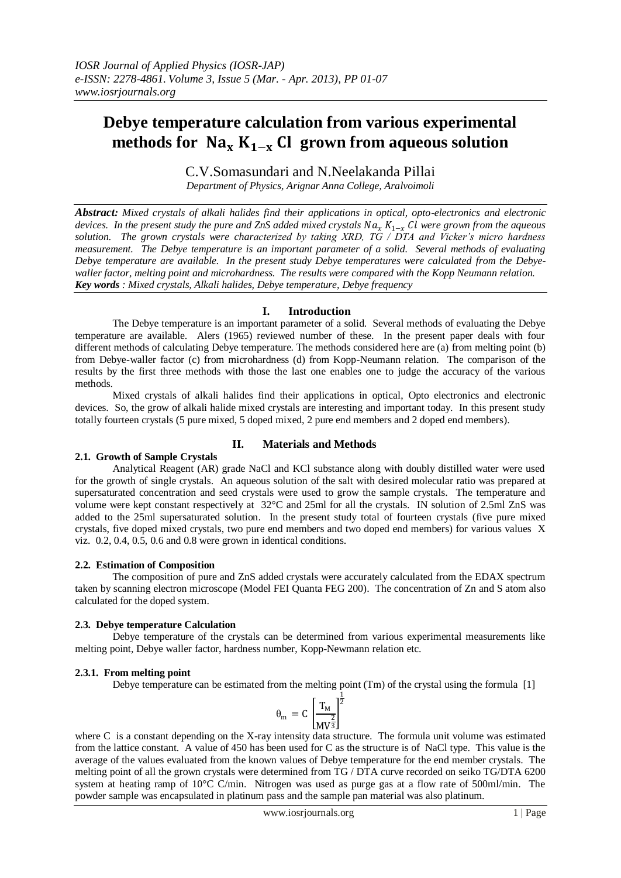# Debye temperature calculation from various experimental methods for $Na_x K_{1-x} Cl$ grown from aqueous solution

C.V.Somasundari and N.Neelakanda Pillai

*Department of Physics, Arignar Anna College, Aralvoimoli*

***Abstract:*** *Mixed crystals of alkali halides find their applications in optical, opto-electronics and electronic devices. In the present study the pure and ZnS added mixed crystals $Na_x K_{1-x} Cl$ were grown from the aqueous solution. The grown crystals were characterized by taking XRD, TG / DTA and Vicker's micro hardness measurement. The Debye temperature is an important parameter of a solid. Several methods of evaluating Debye temperature are available. In the present study Debye temperatures were calculated from the Debye-waller factor, melting point and microhardness. The results were compared with the Kopp Neumann relation.*

***Key words*** *: Mixed crystals, Alkali halides, Debye temperature, Debye frequency*

## I. Introduction

The Debye temperature is an important parameter of a solid. Several methods of evaluating the Debye temperature are available. Alers (1965) reviewed number of these. In the present paper deals with four different methods of calculating Debye temperature. The methods considered here are (a) from melting point (b) from Debye-waller factor (c) from microhardness (d) from Kopp-Neumann relation. The comparison of the results by the first three methods with those the last one enables one to judge the accuracy of the various methods.

Mixed crystals of alkali halides find their applications in optical, Opto electronics and electronic devices. So, the grow of alkali halide mixed crystals are interesting and important today. In this present study totally fourteen crystals (5 pure mixed, 5 doped mixed, 2 pure end members and 2 doped end members).

## II. Materials and Methods

### 2.1. Growth of Sample Crystals

Analytical Reagent (AR) grade NaCl and KCl substance along with doubly distilled water were used for the growth of single crystals. An aqueous solution of the salt with desired molecular ratio was prepared at supersaturated concentration and seed crystals were used to grow the sample crystals. The temperature and volume were kept constant respectively at 32°C and 25ml for all the crystals. IN solution of 2.5ml ZnS was added to the 25ml supersaturated solution. In the present study total of fourteen crystals (five pure mixed crystals, five doped mixed crystals, two pure end members and two doped end members) for various values X viz. 0.2, 0.4, 0.5, 0.6 and 0.8 were grown in identical conditions.

### 2.2. Estimation of Composition

The composition of pure and ZnS added crystals were accurately calculated from the EDAX spectrum taken by scanning electron microscope (Model FEI Quanta FEG 200). The concentration of Zn and S atom also calculated for the doped system.

### 2.3. Debye temperature Calculation

Debye temperature of the crystals can be determined from various experimental measurements like melting point, Debye waller factor, hardness number, Kopp-Newmann relation etc.

#### 2.3.1. From melting point

Debye temperature can be estimated from the melting point (Tm) of the crystal using the formula [1]

$$\theta_m = C \left[\frac{T_M}{MV^{\frac{2}{3}}}\right]^{\frac{1}{2}}$$

where C is a constant depending on the X-ray intensity data structure. The formula unit volume was estimated from the lattice constant. A value of 450 has been used for C as the structure is of NaCl type. This value is the average of the values evaluated from the known values of Debye temperature for the end member crystals. The melting point of all the grown crystals were determined from TG / DTA curve recorded on seiko TG/DTA 6200 system at heating ramp of 10°C C/min. Nitrogen was used as purge gas at a flow rate of 500ml/min. The powder sample was encapsulated in platinum pass and the sample pan material was also platinum.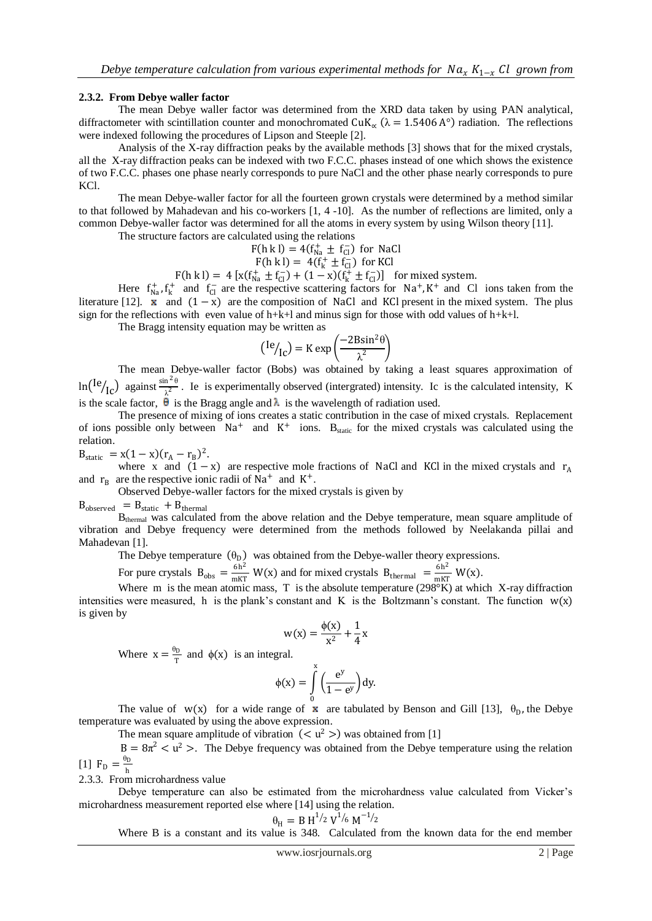### 2.3.2. From Debye waller factor

The mean Debye waller factor was determined from the XRD data taken by using PAN analytical, diffractometer with scintillation counter and monochromated $CuK_{\alpha}$ ($\lambda = 1.5406\,A^{\circ}$) radiation. The reflections were indexed following the procedures of Lipson and Steeple [2].

Analysis of the X-ray diffraction peaks by the available methods [3] shows that for the mixed crystals, all the X-ray diffraction peaks can be indexed with two F.C.C. phases instead of one which shows the existence of two F.C.C. phases one phase nearly corresponds to pure NaCl and the other phase nearly corresponds to pure KCl.

The mean Debye-waller factor for all the fourteen grown crystals were determined by a method similar to that followed by Mahadevan and his co-workers [1, 4 -10]. As the number of reflections are limited, only a common Debye-waller factor was determined for all the atoms in every system by using Wilson theory [11].

The structure factors are calculated using the relations

$$F(h\,k\,l) = 4(f_{Na}^{+} \pm f_{Cl}^{-}) \text{ for NaCl}$$

$$F(h\,k\,l) = 4(f_{k}^{+} \pm f_{Cl}^{-}) \text{ for KCl}$$

$$F(h\,k\,l) = 4\,[x(f_{Na}^{+} \pm f_{Cl}^{-}) + (1-x)(f_{k}^{+} \pm f_{Cl}^{-})] \quad \text{for mixed system.}$$

Here $f_{Na}^{+}, f_{k}^{+}$ and $f_{Cl}^{-}$ are the respective scattering factors for $Na^{+}, K^{+}$ and Cl ions taken from the literature [12]. $x$ and $(1-x)$ are the composition of NaCl and KCl present in the mixed system. The plus sign for the reflections with even value of h+k+l and minus sign for those with odd values of h+k+l.

The Bragg intensity equation may be written as

$$\left({}^{Ie}/{}_{Ic}\right) = K \exp\left(\frac{-2B\sin^2\theta}{\lambda^2}\right)$$

The mean Debye-waller factor (Bobs) was obtained by taking a least squares approximation of $\ln\left({}^{Ie}/{}_{Ic}\right)$ against $\frac{\sin^2\theta}{\lambda^2}$. Ie is experimentally observed (intergrated) intensity. Ic is the calculated intensity, K is the scale factor, $\theta$ is the Bragg angle and $\lambda$ is the wavelength of radiation used.

The presence of mixing of ions creates a static contribution in the case of mixed crystals. Replacement of ions possible only between $Na^{+}$ and $K^{+}$ ions. $B_{static}$ for the mixed crystals was calculated using the relation.

$B_{static} = x(1-x)(r_A - r_B)^2$.

where $x$ and $(1-x)$ are respective mole fractions of NaCl and KCl in the mixed crystals and $r_A$ and $r_B$ are the respective ionic radii of $Na^{+}$ and $K^{+}$.

Observed Debye-waller factors for the mixed crystals is given by

$B_{observed} = B_{static} + B_{thermal}$

$B_{thermal}$ was calculated from the above relation and the Debye temperature, mean square amplitude of vibration and Debye frequency were determined from the methods followed by Neelakanda pillai and Mahadevan [1].

The Debye temperature $(\theta_D)$ was obtained from the Debye-waller theory expressions.

For pure crystals $B_{obs} = \frac{6h^2}{mKT}\,W(x)$ and for mixed crystals $B_{thermal} = \frac{6h^2}{mKT}\,W(x)$.

Where m is the mean atomic mass, T is the absolute temperature (298°K) at which X-ray diffraction intensities were measured, h is the plank's constant and K is the Boltzmann's constant. The function $w(x)$ is given by

$$w(x) = \frac{\phi(x)}{x^2} + \frac{1}{4}x$$

Where $x = \frac{\theta_D}{T}$ and $\phi(x)$ is an integral.

$$\phi(x) = \int_0^x \left(\frac{e^y}{1-e^y}\right) dy.$$

The value of $w(x)$ for a wide range of $x$ are tabulated by Benson and Gill [13], $\theta_D$, the Debye temperature was evaluated by using the above expression.

The mean square amplitude of vibration $(<u^2>)$ was obtained from [1]

$B = 8\pi^2 <u^2>$. The Debye frequency was obtained from the Debye temperature using the relation [1] $F_D = \frac{\theta_D}{h}$

2.3.3. From microhardness value

Debye temperature can also be estimated from the microhardness value calculated from Vicker's microhardness measurement reported else where [14] using the relation.

$$\theta_H = B\,H^{1/2}\,V^{1/6}\,M^{-1/2}$$

Where B is a constant and its value is 348. Calculated from the known data for the end member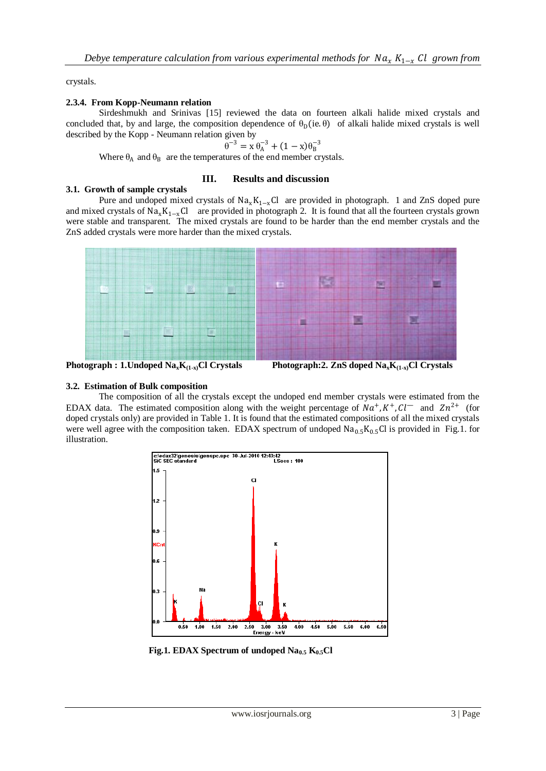crystals.

### 2.3.4. From Kopp-Neumann relation

Sirdeshmukh and Srinivas [15] reviewed the data on fourteen alkali halide mixed crystals and concluded that, by and large, the composition dependence of $\theta_D$(ie. $\theta$) of alkali halide mixed crystals is well described by the Kopp - Neumann relation given by

$$\theta^{-3} = x\,\theta_A^{-3} + (1-x)\theta_B^{-3}$$

Where $\theta_A$ and $\theta_B$ are the temperatures of the end member crystals.

## III. Results and discussion

### 3.1. Growth of sample crystals

Pure and undoped mixed crystals of $Na_x K_{1-x} Cl$ are provided in photograph. 1 and ZnS doped pure and mixed crystals of $Na_x K_{1-x} Cl$ are provided in photograph 2. It is found that all the fourteen crystals grown were stable and transparent. The mixed crystals are found to be harder than the end member crystals and the ZnS added crystals were more harder than the mixed crystals.

**Photograph : 1.Undoped $Na_xK_{(1-x)}Cl$ Crystals**

**Photograph:2. ZnS doped $Na_xK_{(1-x)}Cl$ Crystals**

### 3.2. Estimation of Bulk composition

The composition of all the crystals except the undoped end member crystals were estimated from the EDAX data. The estimated composition along with the weight percentage of $Na^+, K^+, Cl^-$ and $Zn^{2+}$ (for doped crystals only) are provided in Table 1. It is found that the estimated compositions of all the mixed crystals were well agree with the composition taken. EDAX spectrum of undoped $Na_{0.5}K_{0.5}Cl$ is provided in Fig.1. for illustration.

**Fig.1. EDAX Spectrum of undoped $Na_{0.5}$ $K_{0.5}Cl$**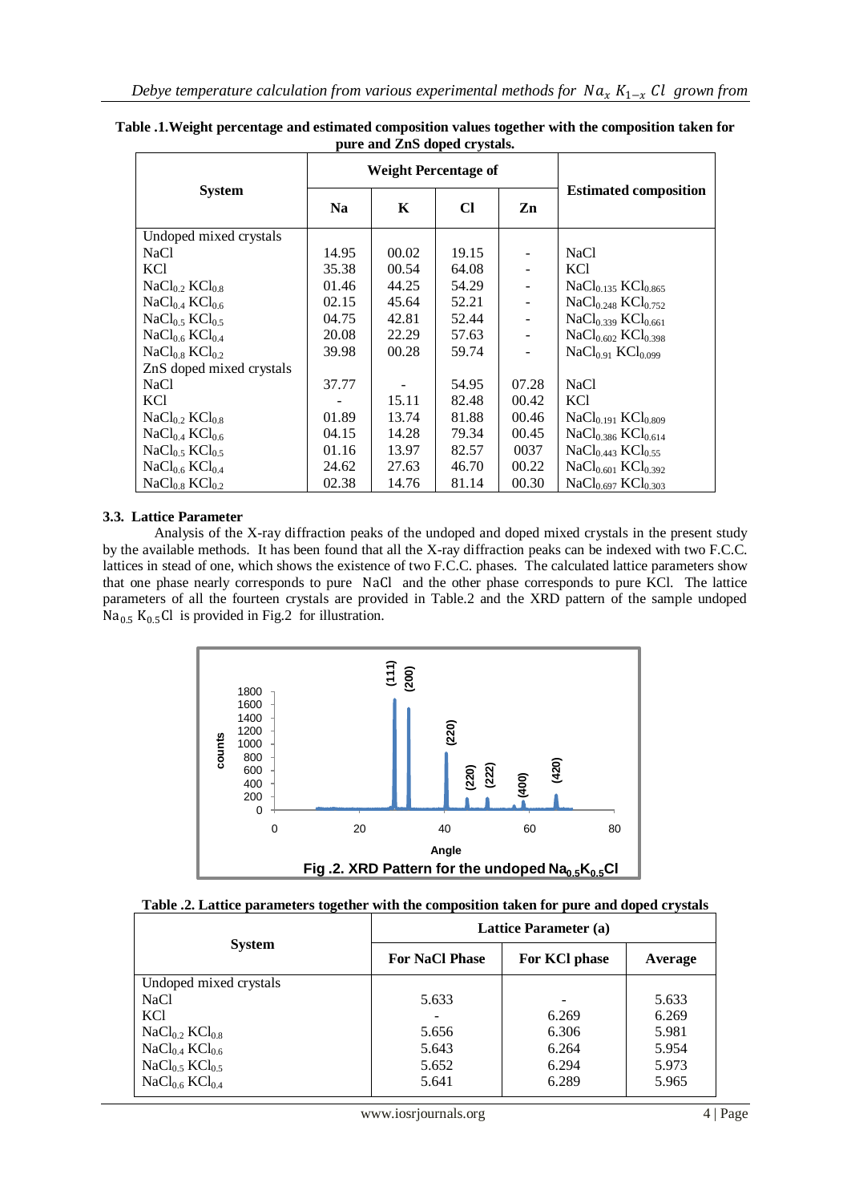**Table .1.Weight percentage and estimated composition values together with the composition taken for pure and ZnS doped crystals.**

| System | Weight Percentage of | | | | Estimated composition |
|---|---|---|---|---|---|
| | Na | K | Cl | Zn | |
| Undoped mixed crystals | | | | | |
| NaCl | 14.95 | 00.02 | 19.15 | - | NaCl |
| KCl | 35.38 | 00.54 | 64.08 | - | KCl |
| $NaCl_{0.2}\ KCl_{0.8}$ | 01.46 | 44.25 | 54.29 | - | $NaCl_{0.135}\ KCl_{0.865}$ |
| $NaCl_{0.4}\ KCl_{0.6}$ | 02.15 | 45.64 | 52.21 | - | $NaCl_{0.248}\ KCl_{0.752}$ |
| $NaCl_{0.5}\ KCl_{0.5}$ | 04.75 | 42.81 | 52.44 | - | $NaCl_{0.339}\ KCl_{0.661}$ |
| $NaCl_{0.6}\ KCl_{0.4}$ | 20.08 | 22.29 | 57.63 | - | $NaCl_{0.602}\ KCl_{0.398}$ |
| $NaCl_{0.8}\ KCl_{0.2}$ | 39.98 | 00.28 | 59.74 | - | $NaCl_{0.91}\ KCl_{0.099}$ |
| ZnS doped mixed crystals | | | | | |
| NaCl | 37.77 | - | 54.95 | 07.28 | NaCl |
| KCl | - | 15.11 | 82.48 | 00.42 | KCl |
| $NaCl_{0.2}\ KCl_{0.8}$ | 01.89 | 13.74 | 81.88 | 00.46 | $NaCl_{0.191}\ KCl_{0.809}$ |
| $NaCl_{0.4}\ KCl_{0.6}$ | 04.15 | 14.28 | 79.34 | 00.45 | $NaCl_{0.386}\ KCl_{0.614}$ |
| $NaCl_{0.5}\ KCl_{0.5}$ | 01.16 | 13.97 | 82.57 | 0037 | $NaCl_{0.443}\ KCl_{0.55}$ |
| $NaCl_{0.6}\ KCl_{0.4}$ | 24.62 | 27.63 | 46.70 | 00.22 | $NaCl_{0.601}\ KCl_{0.392}$ |
| $NaCl_{0.8}\ KCl_{0.2}$ | 02.38 | 14.76 | 81.14 | 00.30 | $NaCl_{0.697}\ KCl_{0.303}$ |

### 3.3. Lattice Parameter

Analysis of the X-ray diffraction peaks of the undoped and doped mixed crystals in the present study by the available methods. It has been found that all the X-ray diffraction peaks can be indexed with two F.C.C. lattices in stead of one, which shows the existence of two F.C.C. phases. The calculated lattice parameters show that one phase nearly corresponds to pure NaCl and the other phase corresponds to pure KCl. The lattice parameters of all the fourteen crystals are provided in Table.2 and the XRD pattern of the sample undoped $Na_{0.5}\ K_{0.5}Cl$ is provided in Fig.2 for illustration.

**Fig .2. XRD Pattern for the undoped $Na_{0.5}K_{0.5}Cl$**

**Table .2. Lattice parameters together with the composition taken for pure and doped crystals**

| System | Lattice Parameter (a) | | |
|---|---|---|---|
| | For NaCl Phase | For KCl phase | Average |
| Undoped mixed crystals | | | |
| NaCl | 5.633 | - | 5.633 |
| KCl | - | 6.269 | 6.269 |
| $NaCl_{0.2}\ KCl_{0.8}$ | 5.656 | 6.306 | 5.981 |
| $NaCl_{0.4}\ KCl_{0.6}$ | 5.643 | 6.264 | 5.954 |
| $NaCl_{0.5}\ KCl_{0.5}$ | 5.652 | 6.294 | 5.973 |
| $NaCl_{0.6}\ KCl_{0.4}$ | 5.641 | 6.289 | 5.965 |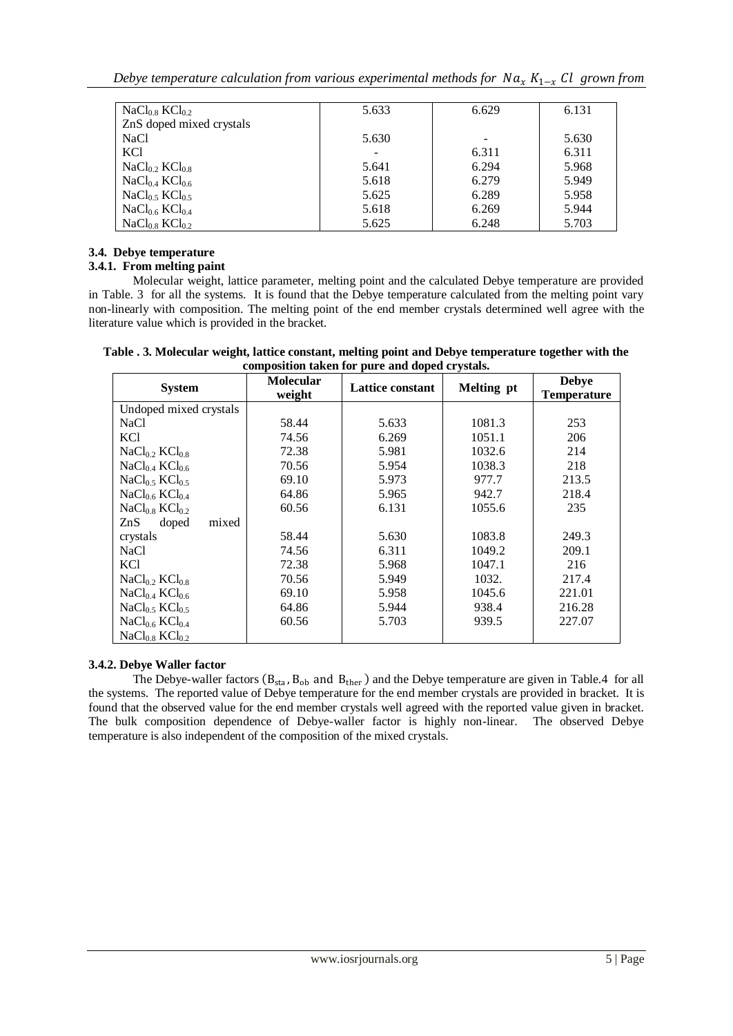| | | | |
|---|---|---|---|
| $NaCl_{0.8}$ $KCl_{0.2}$ | 5.633 | 6.629 | 6.131 |
| ZnS doped mixed crystals | | | |
| NaCl | 5.630 | - | 5.630 |
| KCl | - | 6.311 | 6.311 |
| $NaCl_{0.2}$ $KCl_{0.8}$ | 5.641 | 6.294 | 5.968 |
| $NaCl_{0.4}$ $KCl_{0.6}$ | 5.618 | 6.279 | 5.949 |
| $NaCl_{0.5}$ $KCl_{0.5}$ | 5.625 | 6.289 | 5.958 |
| $NaCl_{0.6}$ $KCl_{0.4}$ | 5.618 | 6.269 | 5.944 |
| $NaCl_{0.8}$ $KCl_{0.2}$ | 5.625 | 6.248 | 5.703 |

### 3.4. Debye temperature

#### 3.4.1. From melting paint

Molecular weight, lattice parameter, melting point and the calculated Debye temperature are provided in Table. 3 for all the systems. It is found that the Debye temperature calculated from the melting point vary non-linearly with composition. The melting point of the end member crystals determined well agree with the literature value which is provided in the bracket.

**Table . 3. Molecular weight, lattice constant, melting point and Debye temperature together with the composition taken for pure and doped crystals.**

| System | Molecular weight | Lattice constant | Melting pt | Debye Temperature |
|---|---|---|---|---|
| Undoped mixed crystals | | | | |
| NaCl | 58.44 | 5.633 | 1081.3 | 253 |
| KCl | 74.56 | 6.269 | 1051.1 | 206 |
| $NaCl_{0.2}$ $KCl_{0.8}$ | 72.38 | 5.981 | 1032.6 | 214 |
| $NaCl_{0.4}$ $KCl_{0.6}$ | 70.56 | 5.954 | 1038.3 | 218 |
| $NaCl_{0.5}$ $KCl_{0.5}$ | 69.10 | 5.973 | 977.7 | 213.5 |
| $NaCl_{0.6}$ $KCl_{0.4}$ | 64.86 | 5.965 | 942.7 | 218.4 |
| $NaCl_{0.8}$ $KCl_{0.2}$ | 60.56 | 6.131 | 1055.6 | 235 |
| ZnS doped mixed crystals | 58.44 | 5.630 | 1083.8 | 249.3 |
| NaCl | 74.56 | 6.311 | 1049.2 | 209.1 |
| KCl | 72.38 | 5.968 | 1047.1 | 216 |
| $NaCl_{0.2}$ $KCl_{0.8}$ | 70.56 | 5.949 | 1032. | 217.4 |
| $NaCl_{0.4}$ $KCl_{0.6}$ | 69.10 | 5.958 | 1045.6 | 221.01 |
| $NaCl_{0.5}$ $KCl_{0.5}$ | 64.86 | 5.944 | 938.4 | 216.28 |
| $NaCl_{0.6}$ $KCl_{0.4}$ | 60.56 | 5.703 | 939.5 | 227.07 |
| $NaCl_{0.8}$ $KCl_{0.2}$ | | | | |

#### 3.4.2. Debye Waller factor

The Debye-waller factors ($B_{sta}$, $B_{ob}$ and $B_{ther}$) and the Debye temperature are given in Table.4 for all the systems. The reported value of Debye temperature for the end member crystals are provided in bracket. It is found that the observed value for the end member crystals well agreed with the reported value given in bracket. The bulk composition dependence of Debye-waller factor is highly non-linear. The observed Debye temperature is also independent of the composition of the mixed crystals.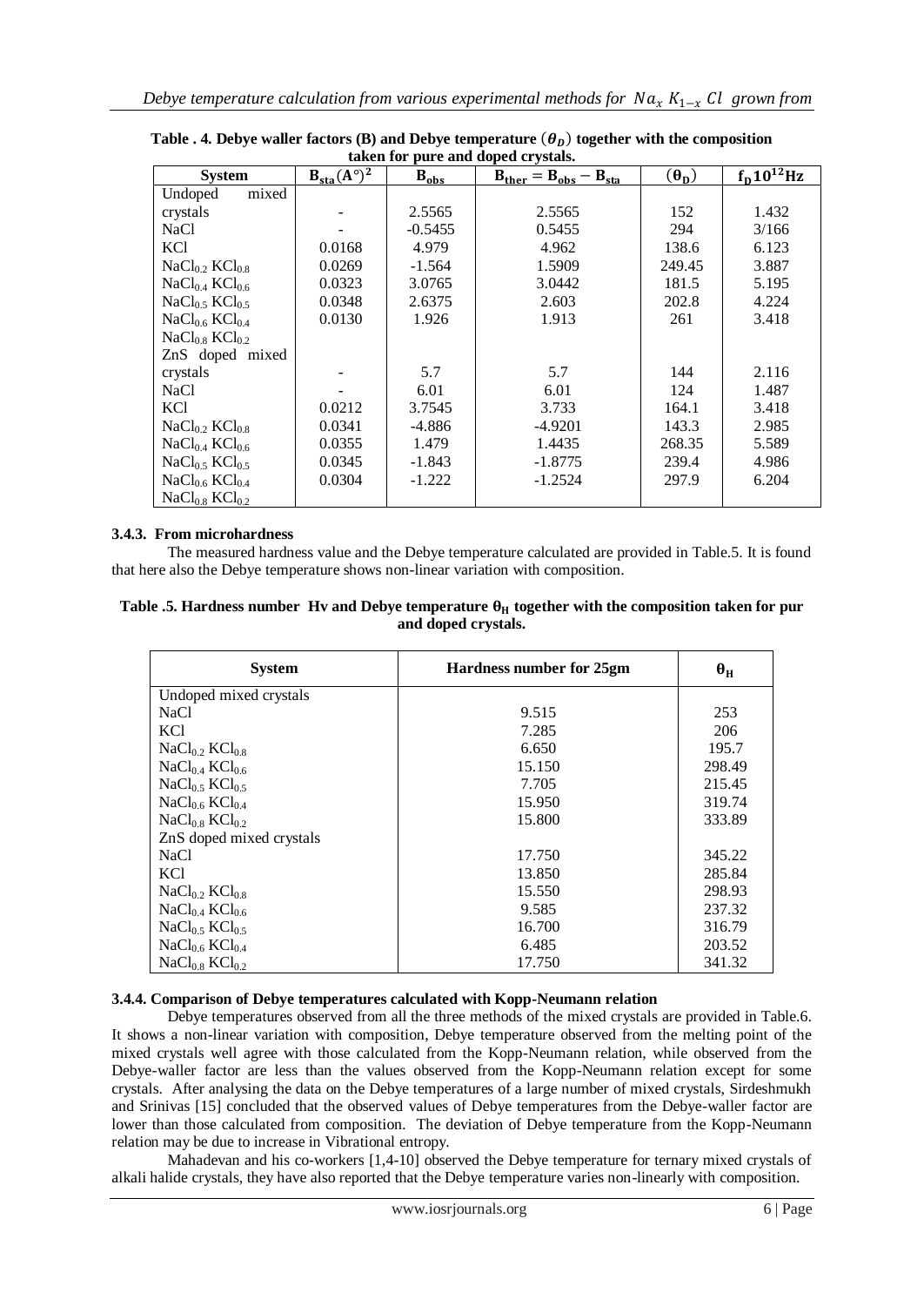**Table . 4. Debye waller factors (B) and Debye temperature ($\theta_D$) together with the composition taken for pure and doped crystals.**

| System | $B_{sta}(A^{\circ})^2$ | $B_{obs}$ | $B_{ther} = B_{obs} - B_{sta}$ | $(\theta_D)$ | $f_D 10^{12}$Hz |
|---|---|---|---|---|---|
| Undoped mixed crystals | - | 2.5565 | 2.5565 | 152 | 1.432 |
| NaCl | - | -0.5455 | 0.5455 | 294 | 3/166 |
| KCl | 0.0168 | 4.979 | 4.962 | 138.6 | 6.123 |
| $NaCl_{0.2}\,KCl_{0.8}$ | 0.0269 | -1.564 | 1.5909 | 249.45 | 3.887 |
| $NaCl_{0.4}\,KCl_{0.6}$ | 0.0323 | 3.0765 | 3.0442 | 181.5 | 5.195 |
| $NaCl_{0.5}\,KCl_{0.5}$ | 0.0348 | 2.6375 | 2.603 | 202.8 | 4.224 |
| $NaCl_{0.6}\,KCl_{0.4}$ | 0.0130 | 1.926 | 1.913 | 261 | 3.418 |
| $NaCl_{0.8}\,KCl_{0.2}$ | | | | | |
| ZnS doped mixed crystals | - | 5.7 | 5.7 | 144 | 2.116 |
| NaCl | - | 6.01 | 6.01 | 124 | 1.487 |
| KCl | 0.0212 | 3.7545 | 3.733 | 164.1 | 3.418 |
| $NaCl_{0.2}\,KCl_{0.8}$ | 0.0341 | -4.886 | -4.9201 | 143.3 | 2.985 |
| $NaCl_{0.4}\,KCl_{0.6}$ | 0.0355 | 1.479 | 1.4435 | 268.35 | 5.589 |
| $NaCl_{0.5}\,KCl_{0.5}$ | 0.0345 | -1.843 | -1.8775 | 239.4 | 4.986 |
| $NaCl_{0.6}\,KCl_{0.4}$ | 0.0304 | -1.222 | -1.2524 | 297.9 | 6.204 |
| $NaCl_{0.8}\,KCl_{0.2}$ | | | | | |

### 3.4.3. From microhardness

The measured hardness value and the Debye temperature calculated are provided in Table.5. It is found that here also the Debye temperature shows non-linear variation with composition.

**Table .5. Hardness number Hv and Debye temperature $\theta_H$ together with the composition taken for pur and doped crystals.**

| System | Hardness number for 25gm | $\theta_H$ |
|---|---|---|
| Undoped mixed crystals | | |
| NaCl | 9.515 | 253 |
| KCl | 7.285 | 206 |
| $NaCl_{0.2}\,KCl_{0.8}$ | 6.650 | 195.7 |
| $NaCl_{0.4}\,KCl_{0.6}$ | 15.150 | 298.49 |
| $NaCl_{0.5}\,KCl_{0.5}$ | 7.705 | 215.45 |
| $NaCl_{0.6}\,KCl_{0.4}$ | 15.950 | 319.74 |
| $NaCl_{0.8}\,KCl_{0.2}$ | 15.800 | 333.89 |
| ZnS doped mixed crystals | | |
| NaCl | 17.750 | 345.22 |
| KCl | 13.850 | 285.84 |
| $NaCl_{0.2}\,KCl_{0.8}$ | 15.550 | 298.93 |
| $NaCl_{0.4}\,KCl_{0.6}$ | 9.585 | 237.32 |
| $NaCl_{0.5}\,KCl_{0.5}$ | 16.700 | 316.79 |
| $NaCl_{0.6}\,KCl_{0.4}$ | 6.485 | 203.52 |
| $NaCl_{0.8}\,KCl_{0.2}$ | 17.750 | 341.32 |

### 3.4.4. Comparison of Debye temperatures calculated with Kopp-Neumann relation

Debye temperatures observed from all the three methods of the mixed crystals are provided in Table.6. It shows a non-linear variation with composition, Debye temperature observed from the melting point of the mixed crystals well agree with those calculated from the Kopp-Neumann relation, while observed from the Debye-waller factor are less than the values observed from the Kopp-Neumann relation except for some crystals. After analysing the data on the Debye temperatures of a large number of mixed crystals, Sirdeshmukh and Srinivas [15] concluded that the observed values of Debye temperatures from the Debye-waller factor are lower than those calculated from composition. The deviation of Debye temperature from the Kopp-Neumann relation may be due to increase in Vibrational entropy.

Mahadevan and his co-workers [1,4-10] observed the Debye temperature for ternary mixed crystals of alkali halide crystals, they have also reported that the Debye temperature varies non-linearly with composition.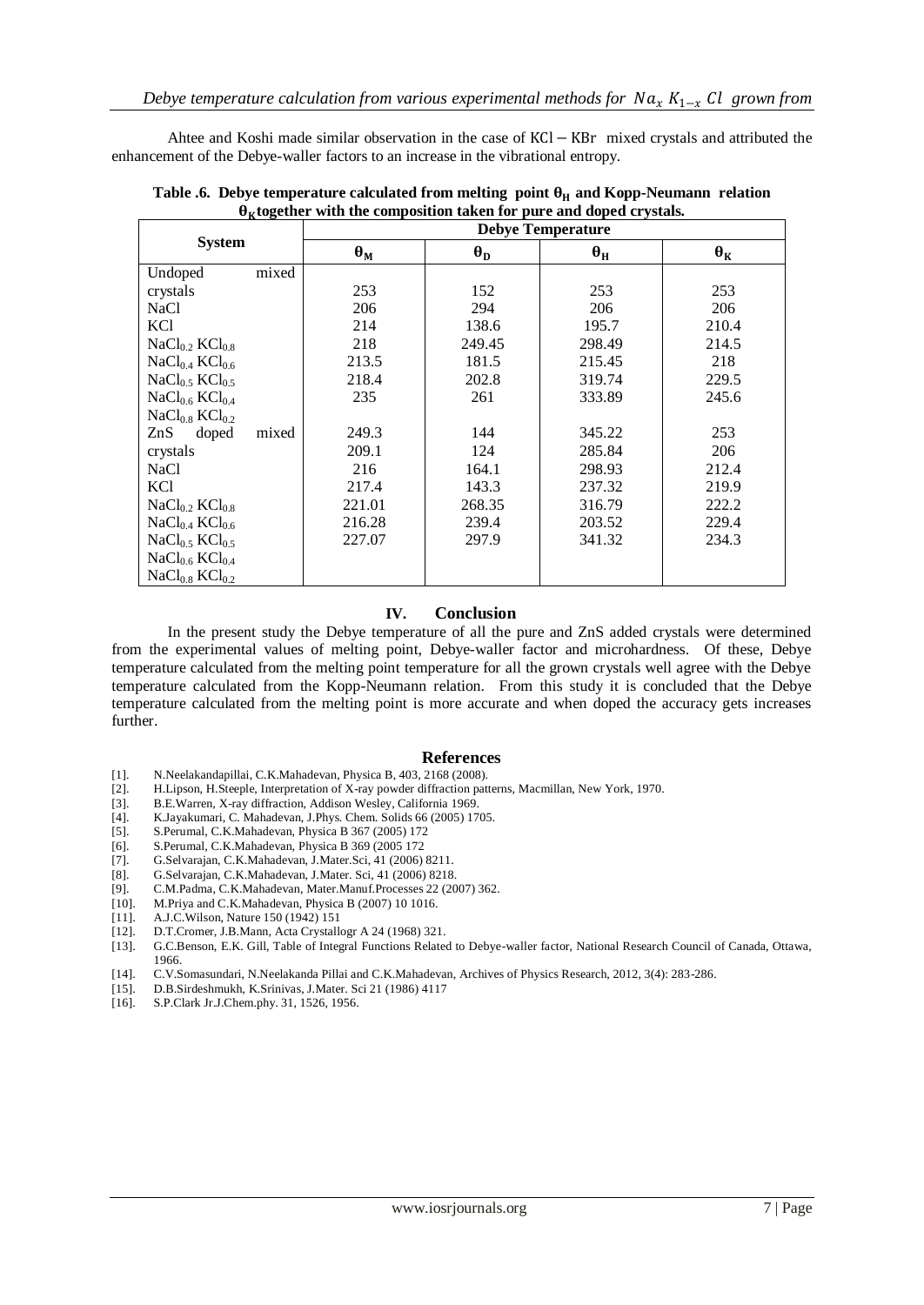Ahtee and Koshi made similar observation in the case of KCl – KBr mixed crystals and attributed the enhancement of the Debye-waller factors to an increase in the vibrational entropy.

**Table .6. Debye temperature calculated from melting point $\theta_H$ and Kopp-Neumann relation $\theta_K$ together with the composition taken for pure and doped crystals.**

| System | Debye Temperature | | | |
|---|---|---|---|---|
| | $\theta_M$ | $\theta_D$ | $\theta_H$ | $\theta_K$ |
| Undoped mixed | | | | |
| crystals | 253 | 152 | 253 | 253 |
| NaCl | 206 | 294 | 206 | 206 |
| KCl | 214 | 138.6 | 195.7 | 210.4 |
| $NaCl_{0.2}$ $KCl_{0.8}$ | 218 | 249.45 | 298.49 | 214.5 |
| $NaCl_{0.4}$ $KCl_{0.6}$ | 213.5 | 181.5 | 215.45 | 218 |
| $NaCl_{0.5}$ $KCl_{0.5}$ | 218.4 | 202.8 | 319.74 | 229.5 |
| $NaCl_{0.6}$ $KCl_{0.4}$ | 235 | 261 | 333.89 | 245.6 |
| $NaCl_{0.8}$ $KCl_{0.2}$ | | | | |
| ZnS doped mixed | 249.3 | 144 | 345.22 | 253 |
| crystals | 209.1 | 124 | 285.84 | 206 |
| NaCl | 216 | 164.1 | 298.93 | 212.4 |
| KCl | 217.4 | 143.3 | 237.32 | 219.9 |
| $NaCl_{0.2}$ $KCl_{0.8}$ | 221.01 | 268.35 | 316.79 | 222.2 |
| $NaCl_{0.4}$ $KCl_{0.6}$ | 216.28 | 239.4 | 203.52 | 229.4 |
| $NaCl_{0.5}$ $KCl_{0.5}$ | 227.07 | 297.9 | 341.32 | 234.3 |
| $NaCl_{0.6}$ $KCl_{0.4}$ | | | | |
| $NaCl_{0.8}$ $KCl_{0.2}$ | | | | |

## IV. Conclusion

In the present study the Debye temperature of all the pure and ZnS added crystals were determined from the experimental values of melting point, Debye-waller factor and microhardness. Of these, Debye temperature calculated from the melting point temperature for all the grown crystals well agree with the Debye temperature calculated from the Kopp-Neumann relation. From this study it is concluded that the Debye temperature calculated from the melting point is more accurate and when doped the accuracy gets increases further.

## References

[1]. N.Neelakandapillai, C.K.Mahadevan, Physica B, 403, 2168 (2008).
[2]. H.Lipson, H.Steeple, Interpretation of X-ray powder diffraction patterns, Macmillan, New York, 1970.
[3]. B.E.Warren, X-ray diffraction, Addison Wesley, California 1969.
[4]. K.Jayakumari, C. Mahadevan, J.Phys. Chem. Solids 66 (2005) 1705.
[5]. S.Perumal, C.K.Mahadevan, Physica B 367 (2005) 172
[6]. S.Perumal, C.K.Mahadevan, Physica B 369 (2005 172
[7]. G.Selvarajan, C.K.Mahadevan, J.Mater.Sci, 41 (2006) 8211.
[8]. G.Selvarajan, C.K.Mahadevan, J.Mater. Sci, 41 (2006) 8218.
[9]. C.M.Padma, C.K.Mahadevan, Mater.Manuf.Processes 22 (2007) 362.
[10]. M.Priya and C.K.Mahadevan, Physica B (2007) 10 1016.
[11]. A.J.C.Wilson, Nature 150 (1942) 151
[12]. D.T.Cromer, J.B.Mann, Acta Crystallogr A 24 (1968) 321.
[13]. G.C.Benson, E.K. Gill, Table of Integral Functions Related to Debye-waller factor, National Research Council of Canada, Ottawa, 1966.
[14]. C.V.Somasundari, N.Neelakanda Pillai and C.K.Mahadevan, Archives of Physics Research, 2012, 3(4): 283-286.
[15]. D.B.Sirdeshmukh, K.Srinivas, J.Mater. Sci 21 (1986) 4117
[16]. S.P.Clark Jr.J.Chem.phy. 31, 1526, 1956.